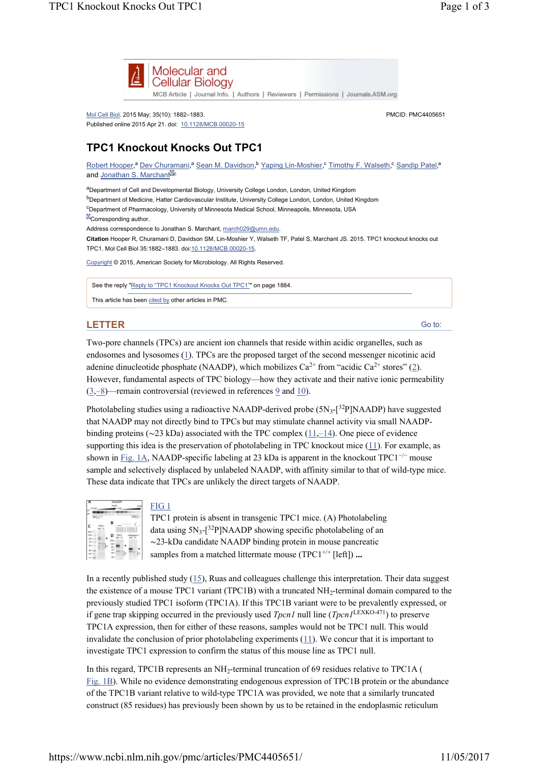Molecular and Cellular Biology

MCB Article | Journal Info. | Authors | Reviewers | Permissions | Journals.ASM.org

Mol Cell Biol. 2015 May; 35(10): 1882–1883.
Published online 2015 Apr 21. doi: 10.1128/MCB.00020-15

PMCID: PMC4405651

# TPC1 Knockout Knocks Out TPC1

Robert Hooper,[a] Dev Churamani,[a] Sean M. Davidson,[b] Yaping Lin-Moshier,[c] Timothy F. Walseth,[c] Sandip Patel,[a] and Jonathan S. Marchant[c]

[a]Department of Cell and Developmental Biology, University College London, London, United Kingdom
[b]Department of Medicine, Hatter Cardiovascular Institute, University College London, London, United Kingdom
[c]Department of Pharmacology, University of Minnesota Medical School, Minneapolis, Minnesota, USA
Corresponding author.
Address correspondence to Jonathan S. Marchant, march029@umn.edu.

**Citation** Hooper R, Churamani D, Davidson SM, Lin-Moshier Y, Walseth TF, Patel S, Marchant JS. 2015. TPC1 knockout knocks out TPC1. Mol Cell Biol 35:1882–1883. doi:10.1128/MCB.00020-15.

Copyright © 2015, American Society for Microbiology. All Rights Reserved.

See the reply "Reply to "TPC1 Knockout Knocks Out TPC1"" on page 1884.

This article has been cited by other articles in PMC.

## LETTER

Two-pore channels (TPCs) are ancient ion channels that reside within acidic organelles, such as endosomes and lysosomes (1). TPCs are the proposed target of the second messenger nicotinic acid adenine dinucleotide phosphate (NAADP), which mobilizes $Ca^{2+}$ from "acidic $Ca^{2+}$ stores" (2). However, fundamental aspects of TPC biology—how they activate and their native ionic permeability (3,–8)—remain controversial (reviewed in references 9 and 10).

Photolabeling studies using a radioactive NAADP-derived probe (5$N_3$-[$^{32}$P]NAADP) have suggested that NAADP may not directly bind to TPCs but may stimulate channel activity via small NAADP-binding proteins (~23 kDa) associated with the TPC complex (11,–14). One piece of evidence supporting this idea is the preservation of photolabeling in TPC knockout mice (11). For example, as shown in Fig. 1A, NAADP-specific labeling at 23 kDa is apparent in the knockout TPC1$^{-/-}$ mouse sample and selectively displaced by unlabeled NAADP, with affinity similar to that of wild-type mice. These data indicate that TPCs are unlikely the direct targets of NAADP.

FIG 1
TPC1 protein is absent in transgenic TPC1 mice. (A) Photolabeling data using 5$N_3$-[$^{32}$P]NAADP showing specific photolabeling of an ~23-kDa candidate NAADP binding protein in mouse pancreatic samples from a matched littermate mouse (TPC1$^{+/+}$ [left]) ...

In a recently published study (15), Ruas and colleagues challenge this interpretation. Their data suggest the existence of a mouse TPC1 variant (TPC1B) with a truncated $NH_2$-terminal domain compared to the previously studied TPC1 isoform (TPC1A). If this TPC1B variant were to be prevalently expressed, or if gene trap skipping occurred in the previously used *Tpcn1* null line (*Tpcn1*$^{\text{LEXKO-471}}$) to preserve TPC1A expression, then for either of these reasons, samples would not be TPC1 null. This would invalidate the conclusion of prior photolabeling experiments (11). We concur that it is important to investigate TPC1 expression to confirm the status of this mouse line as TPC1 null.

In this regard, TPC1B represents an $NH_2$-terminal truncation of 69 residues relative to TPC1A (Fig. 1B). While no evidence demonstrating endogenous expression of TPC1B protein or the abundance of the TPC1B variant relative to wild-type TPC1A was provided, we note that a similarly truncated construct (85 residues) has previously been shown by us to be retained in the endoplasmic reticulum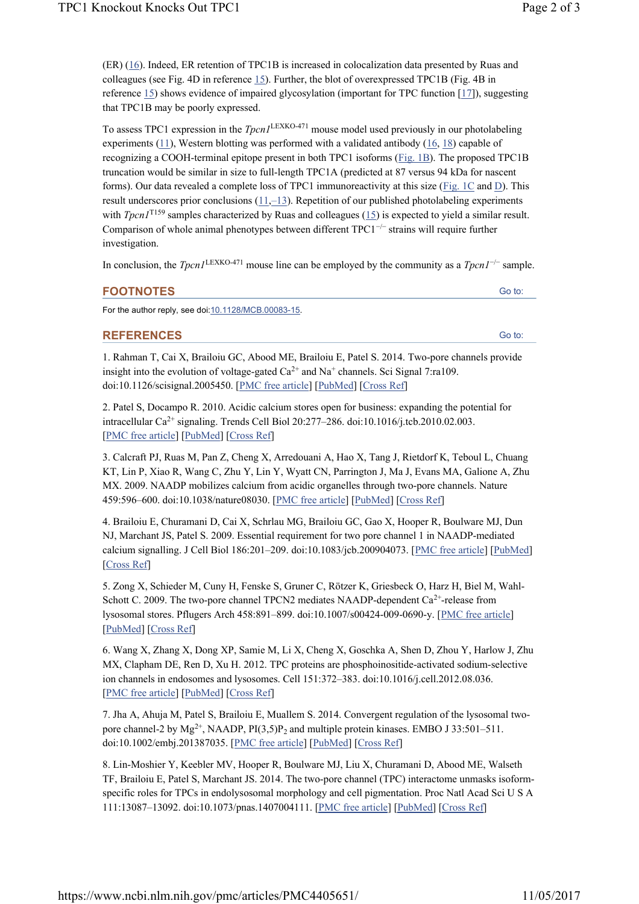(ER) (16). Indeed, ER retention of TPC1B is increased in colocalization data presented by Ruas and colleagues (see Fig. 4D in reference 15). Further, the blot of overexpressed TPC1B (Fig. 4B in reference 15) shows evidence of impaired glycosylation (important for TPC function [17]), suggesting that TPC1B may be poorly expressed.

To assess TPC1 expression in the *Tpcn1*$^{\text{LEXKO-471}}$ mouse model used previously in our photolabeling experiments (11), Western blotting was performed with a validated antibody (16, 18) capable of recognizing a COOH-terminal epitope present in both TPC1 isoforms (Fig. 1B). The proposed TPC1B truncation would be similar in size to full-length TPC1A (predicted at 87 versus 94 kDa for nascent forms). Our data revealed a complete loss of TPC1 immunoreactivity at this size (Fig. 1C and D). This result underscores prior conclusions (11,–13). Repetition of our published photolabeling experiments with *Tpcn1*$^{\text{T159}}$ samples characterized by Ruas and colleagues (15) is expected to yield a similar result. Comparison of whole animal phenotypes between different TPC1$^{-/-}$ strains will require further investigation.

In conclusion, the *Tpcn1*$^{\text{LEXKO-471}}$ mouse line can be employed by the community as a *Tpcn1*$^{-/-}$ sample.

## FOOTNOTES

For the author reply, see doi:10.1128/MCB.00083-15.

## REFERENCES

1. Rahman T, Cai X, Brailoiu GC, Abood ME, Brailoiu E, Patel S. 2014. Two-pore channels provide insight into the evolution of voltage-gated $Ca^{2+}$ and $Na^{+}$ channels. Sci Signal 7:ra109. doi:10.1126/scisignal.2005450. [PMC free article] [PubMed] [Cross Ref]

2. Patel S, Docampo R. 2010. Acidic calcium stores open for business: expanding the potential for intracellular $Ca^{2+}$ signaling. Trends Cell Biol 20:277–286. doi:10.1016/j.tcb.2010.02.003. [PMC free article] [PubMed] [Cross Ref]

3. Calcraft PJ, Ruas M, Pan Z, Cheng X, Arredouani A, Hao X, Tang J, Rietdorf K, Teboul L, Chuang KT, Lin P, Xiao R, Wang C, Zhu Y, Lin Y, Wyatt CN, Parrington J, Ma J, Evans MA, Galione A, Zhu MX. 2009. NAADP mobilizes calcium from acidic organelles through two-pore channels. Nature 459:596–600. doi:10.1038/nature08030. [PMC free article] [PubMed] [Cross Ref]

4. Brailoiu E, Churamani D, Cai X, Schrlau MG, Brailoiu GC, Gao X, Hooper R, Boulware MJ, Dun NJ, Marchant JS, Patel S. 2009. Essential requirement for two pore channel 1 in NAADP-mediated calcium signalling. J Cell Biol 186:201–209. doi:10.1083/jcb.200904073. [PMC free article] [PubMed] [Cross Ref]

5. Zong X, Schieder M, Cuny H, Fenske S, Gruner C, Rötzer K, Griesbeck O, Harz H, Biel M, Wahl-Schott C. 2009. The two-pore channel TPCN2 mediates NAADP-dependent $Ca^{2+}$-release from lysosomal stores. Pflugers Arch 458:891–899. doi:10.1007/s00424-009-0690-y. [PMC free article] [PubMed] [Cross Ref]

6. Wang X, Zhang X, Dong XP, Samie M, Li X, Cheng X, Goschka A, Shen D, Zhou Y, Harlow J, Zhu MX, Clapham DE, Ren D, Xu H. 2012. TPC proteins are phosphoinositide-activated sodium-selective ion channels in endosomes and lysosomes. Cell 151:372–383. doi:10.1016/j.cell.2012.08.036. [PMC free article] [PubMed] [Cross Ref]

7. Jha A, Ahuja M, Patel S, Brailoiu E, Muallem S. 2014. Convergent regulation of the lysosomal two-pore channel-2 by $Mg^{2+}$, NAADP, $PI(3,5)P_2$ and multiple protein kinases. EMBO J 33:501–511. doi:10.1002/embj.201387035. [PMC free article] [PubMed] [Cross Ref]

8. Lin-Moshier Y, Keebler MV, Hooper R, Boulware MJ, Liu X, Churamani D, Abood ME, Walseth TF, Brailoiu E, Patel S, Marchant JS. 2014. The two-pore channel (TPC) interactome unmasks isoform-specific roles for TPCs in endolysosomal morphology and cell pigmentation. Proc Natl Acad Sci U S A 111:13087–13092. doi:10.1073/pnas.1407004111. [PMC free article] [PubMed] [Cross Ref]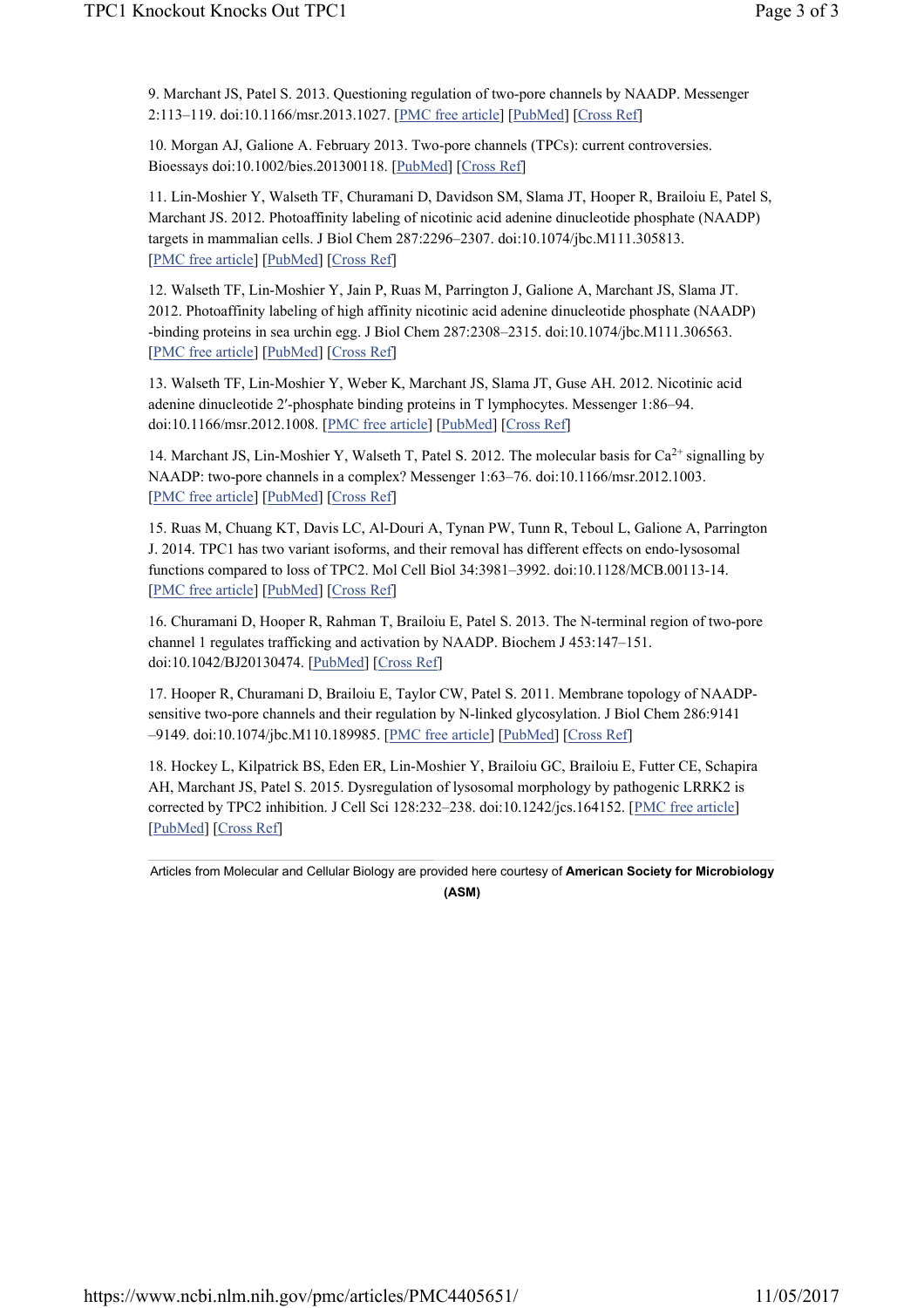9. Marchant JS, Patel S. 2013. Questioning regulation of two-pore channels by NAADP. Messenger 2:113–119. doi:10.1166/msr.2013.1027. [PMC free article] [PubMed] [Cross Ref]

10. Morgan AJ, Galione A. February 2013. Two-pore channels (TPCs): current controversies. Bioessays doi:10.1002/bies.201300118. [PubMed] [Cross Ref]

11. Lin-Moshier Y, Walseth TF, Churamani D, Davidson SM, Slama JT, Hooper R, Brailoiu E, Patel S, Marchant JS. 2012. Photoaffinity labeling of nicotinic acid adenine dinucleotide phosphate (NAADP) targets in mammalian cells. J Biol Chem 287:2296–2307. doi:10.1074/jbc.M111.305813. [PMC free article] [PubMed] [Cross Ref]

12. Walseth TF, Lin-Moshier Y, Jain P, Ruas M, Parrington J, Galione A, Marchant JS, Slama JT. 2012. Photoaffinity labeling of high affinity nicotinic acid adenine dinucleotide phosphate (NAADP) -binding proteins in sea urchin egg. J Biol Chem 287:2308–2315. doi:10.1074/jbc.M111.306563. [PMC free article] [PubMed] [Cross Ref]

13. Walseth TF, Lin-Moshier Y, Weber K, Marchant JS, Slama JT, Guse AH. 2012. Nicotinic acid adenine dinucleotide 2′-phosphate binding proteins in T lymphocytes. Messenger 1:86–94. doi:10.1166/msr.2012.1008. [PMC free article] [PubMed] [Cross Ref]

14. Marchant JS, Lin-Moshier Y, Walseth T, Patel S. 2012. The molecular basis for $Ca^{2+}$ signalling by NAADP: two-pore channels in a complex? Messenger 1:63–76. doi:10.1166/msr.2012.1003. [PMC free article] [PubMed] [Cross Ref]

15. Ruas M, Chuang KT, Davis LC, Al-Douri A, Tynan PW, Tunn R, Teboul L, Galione A, Parrington J. 2014. TPC1 has two variant isoforms, and their removal has different effects on endo-lysosomal functions compared to loss of TPC2. Mol Cell Biol 34:3981–3992. doi:10.1128/MCB.00113-14. [PMC free article] [PubMed] [Cross Ref]

16. Churamani D, Hooper R, Rahman T, Brailoiu E, Patel S. 2013. The N-terminal region of two-pore channel 1 regulates trafficking and activation by NAADP. Biochem J 453:147–151. doi:10.1042/BJ20130474. [PubMed] [Cross Ref]

17. Hooper R, Churamani D, Brailoiu E, Taylor CW, Patel S. 2011. Membrane topology of NAADP-sensitive two-pore channels and their regulation by N-linked glycosylation. J Biol Chem 286:9141–9149. doi:10.1074/jbc.M110.189985. [PMC free article] [PubMed] [Cross Ref]

18. Hockey L, Kilpatrick BS, Eden ER, Lin-Moshier Y, Brailoiu GC, Brailoiu E, Futter CE, Schapira AH, Marchant JS, Patel S. 2015. Dysregulation of lysosomal morphology by pathogenic LRRK2 is corrected by TPC2 inhibition. J Cell Sci 128:232–238. doi:10.1242/jcs.164152. [PMC free article] [PubMed] [Cross Ref]

Articles from Molecular and Cellular Biology are provided here courtesy of **American Society for Microbiology (ASM)**